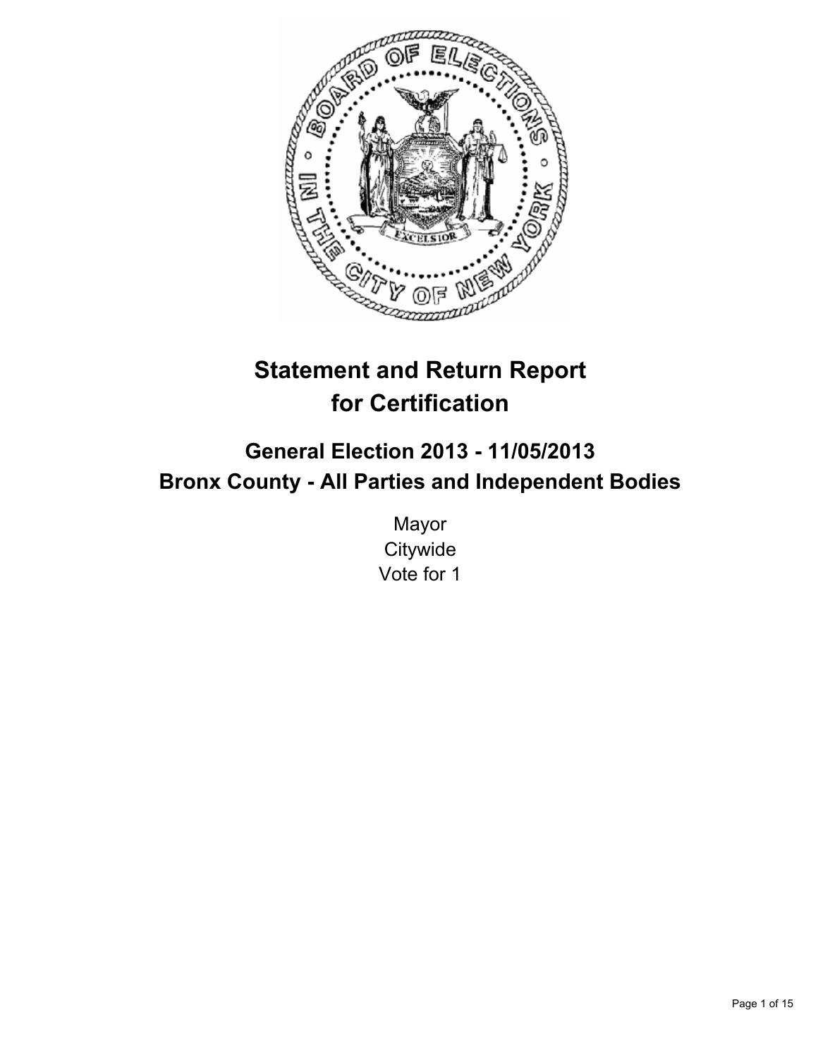# Statement and Return Report for Certification

## General Election 2013 - 11/05/2013
## Bronx County - All Parties and Independent Bodies

Mayor
Citywide
Vote for 1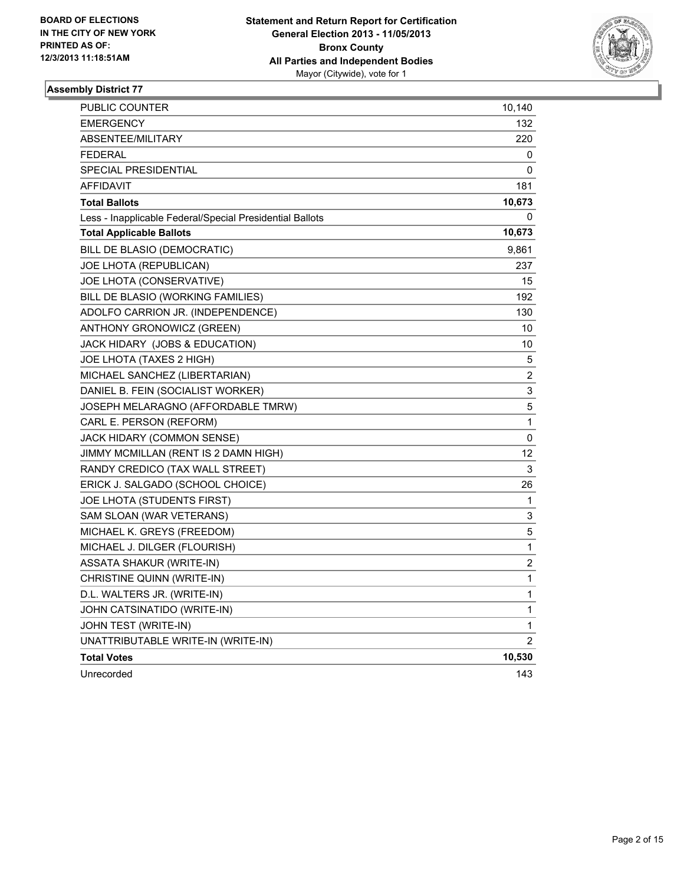**BOARD OF ELECTIONS IN THE CITY OF NEW YORK PRINTED AS OF: 12/3/2013 11:18:51AM**

**Statement and Return Report for Certification**
**General Election 2013 - 11/05/2013**
**Bronx County**
**All Parties and Independent Bodies**
Mayor (Citywide), vote for 1

## Assembly District 77

| | |
|---|---|
| PUBLIC COUNTER | 10,140 |
| EMERGENCY | 132 |
| ABSENTEE/MILITARY | 220 |
| FEDERAL | 0 |
| SPECIAL PRESIDENTIAL | 0 |
| AFFIDAVIT | 181 |
| **Total Ballots** | **10,673** |
| Less - Inapplicable Federal/Special Presidential Ballots | 0 |
| **Total Applicable Ballots** | **10,673** |
| BILL DE BLASIO (DEMOCRATIC) | 9,861 |
| JOE LHOTA (REPUBLICAN) | 237 |
| JOE LHOTA (CONSERVATIVE) | 15 |
| BILL DE BLASIO (WORKING FAMILIES) | 192 |
| ADOLFO CARRION JR. (INDEPENDENCE) | 130 |
| ANTHONY GRONOWICZ (GREEN) | 10 |
| JACK HIDARY (JOBS & EDUCATION) | 10 |
| JOE LHOTA (TAXES 2 HIGH) | 5 |
| MICHAEL SANCHEZ (LIBERTARIAN) | 2 |
| DANIEL B. FEIN (SOCIALIST WORKER) | 3 |
| JOSEPH MELARAGNO (AFFORDABLE TMRW) | 5 |
| CARL E. PERSON (REFORM) | 1 |
| JACK HIDARY (COMMON SENSE) | 0 |
| JIMMY MCMILLAN (RENT IS 2 DAMN HIGH) | 12 |
| RANDY CREDICO (TAX WALL STREET) | 3 |
| ERICK J. SALGADO (SCHOOL CHOICE) | 26 |
| JOE LHOTA (STUDENTS FIRST) | 1 |
| SAM SLOAN (WAR VETERANS) | 3 |
| MICHAEL K. GREYS (FREEDOM) | 5 |
| MICHAEL J. DILGER (FLOURISH) | 1 |
| ASSATA SHAKUR (WRITE-IN) | 2 |
| CHRISTINE QUINN (WRITE-IN) | 1 |
| D.L. WALTERS JR. (WRITE-IN) | 1 |
| JOHN CATSINATIDO (WRITE-IN) | 1 |
| JOHN TEST (WRITE-IN) | 1 |
| UNATTRIBUTABLE WRITE-IN (WRITE-IN) | 2 |
| **Total Votes** | **10,530** |
| Unrecorded | 143 |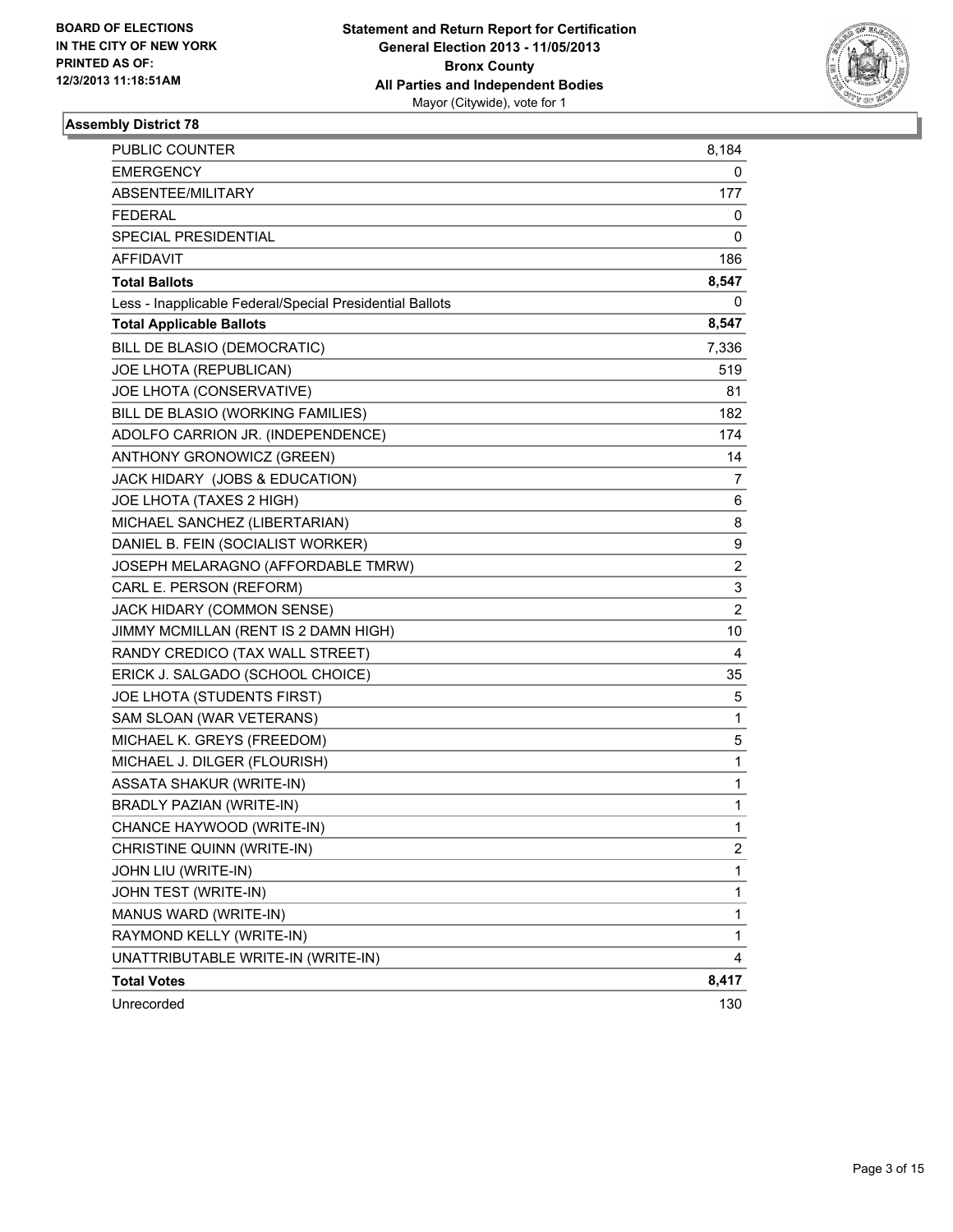**BOARD OF ELECTIONS IN THE CITY OF NEW YORK PRINTED AS OF: 12/3/2013 11:18:51AM**

**Statement and Return Report for Certification**
**General Election 2013 - 11/05/2013**
**Bronx County**
**All Parties and Independent Bodies**
Mayor (Citywide), vote for 1

### Assembly District 78

| | |
|---|---|
| PUBLIC COUNTER | 8,184 |
| EMERGENCY | 0 |
| ABSENTEE/MILITARY | 177 |
| FEDERAL | 0 |
| SPECIAL PRESIDENTIAL | 0 |
| AFFIDAVIT | 186 |
| **Total Ballots** | **8,547** |
| Less - Inapplicable Federal/Special Presidential Ballots | 0 |
| **Total Applicable Ballots** | **8,547** |
| BILL DE BLASIO (DEMOCRATIC) | 7,336 |
| JOE LHOTA (REPUBLICAN) | 519 |
| JOE LHOTA (CONSERVATIVE) | 81 |
| BILL DE BLASIO (WORKING FAMILIES) | 182 |
| ADOLFO CARRION JR. (INDEPENDENCE) | 174 |
| ANTHONY GRONOWICZ (GREEN) | 14 |
| JACK HIDARY (JOBS & EDUCATION) | 7 |
| JOE LHOTA (TAXES 2 HIGH) | 6 |
| MICHAEL SANCHEZ (LIBERTARIAN) | 8 |
| DANIEL B. FEIN (SOCIALIST WORKER) | 9 |
| JOSEPH MELARAGNO (AFFORDABLE TMRW) | 2 |
| CARL E. PERSON (REFORM) | 3 |
| JACK HIDARY (COMMON SENSE) | 2 |
| JIMMY MCMILLAN (RENT IS 2 DAMN HIGH) | 10 |
| RANDY CREDICO (TAX WALL STREET) | 4 |
| ERICK J. SALGADO (SCHOOL CHOICE) | 35 |
| JOE LHOTA (STUDENTS FIRST) | 5 |
| SAM SLOAN (WAR VETERANS) | 1 |
| MICHAEL K. GREYS (FREEDOM) | 5 |
| MICHAEL J. DILGER (FLOURISH) | 1 |
| ASSATA SHAKUR (WRITE-IN) | 1 |
| BRADLY PAZIAN (WRITE-IN) | 1 |
| CHANCE HAYWOOD (WRITE-IN) | 1 |
| CHRISTINE QUINN (WRITE-IN) | 2 |
| JOHN LIU (WRITE-IN) | 1 |
| JOHN TEST (WRITE-IN) | 1 |
| MANUS WARD (WRITE-IN) | 1 |
| RAYMOND KELLY (WRITE-IN) | 1 |
| UNATTRIBUTABLE WRITE-IN (WRITE-IN) | 4 |
| **Total Votes** | **8,417** |
| Unrecorded | 130 |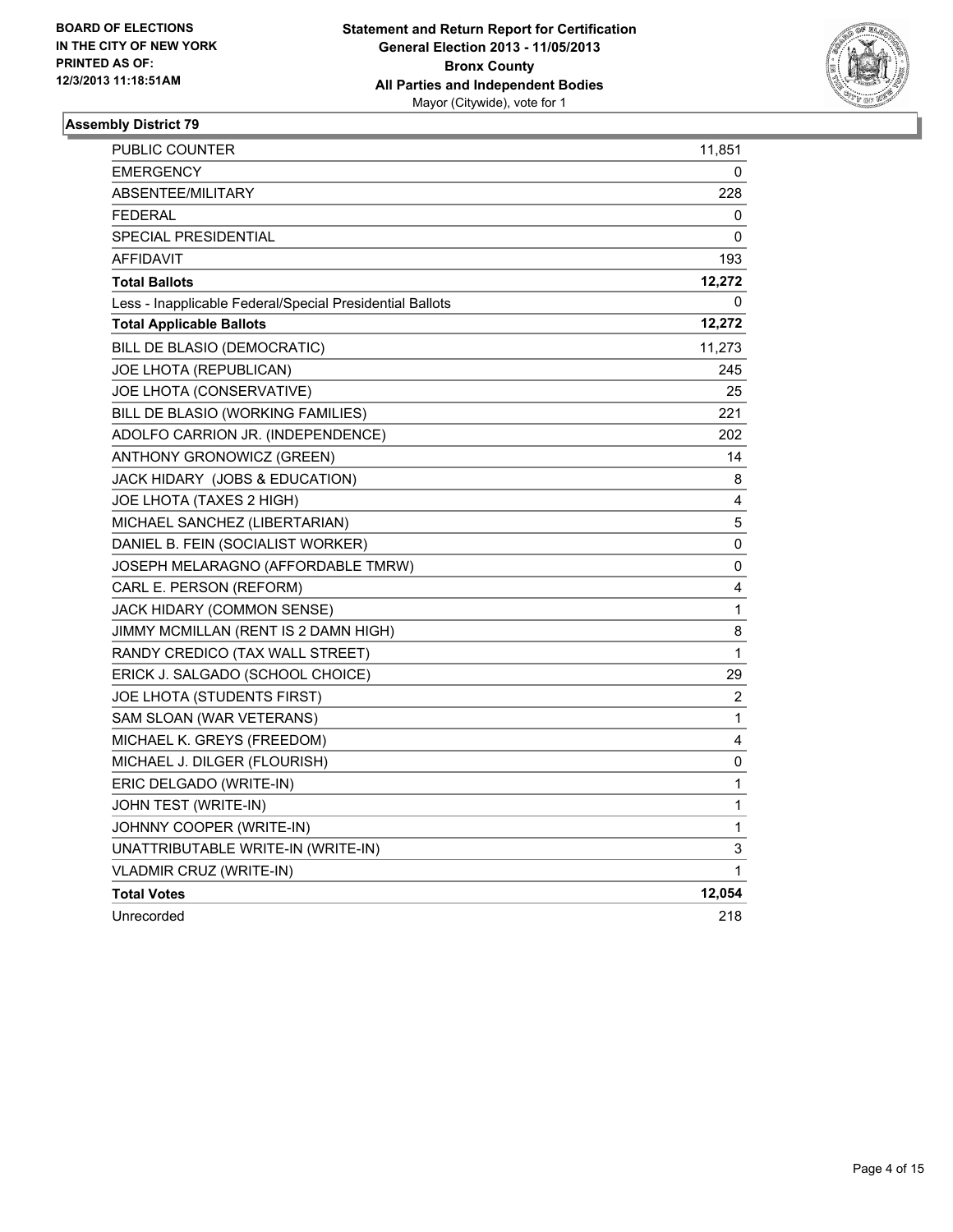BOARD OF ELECTIONS
IN THE CITY OF NEW YORK
PRINTED AS OF:
12/3/2013 11:18:51AM

**Statement and Return Report for Certification**
**General Election 2013 - 11/05/2013**
**Bronx County**
**All Parties and Independent Bodies**
Mayor (Citywide), vote for 1

## Assembly District 79

| | |
|---|---|
| PUBLIC COUNTER | 11,851 |
| EMERGENCY | 0 |
| ABSENTEE/MILITARY | 228 |
| FEDERAL | 0 |
| SPECIAL PRESIDENTIAL | 0 |
| AFFIDAVIT | 193 |
| **Total Ballots** | **12,272** |
| Less - Inapplicable Federal/Special Presidential Ballots | 0 |
| **Total Applicable Ballots** | **12,272** |
| BILL DE BLASIO (DEMOCRATIC) | 11,273 |
| JOE LHOTA (REPUBLICAN) | 245 |
| JOE LHOTA (CONSERVATIVE) | 25 |
| BILL DE BLASIO (WORKING FAMILIES) | 221 |
| ADOLFO CARRION JR. (INDEPENDENCE) | 202 |
| ANTHONY GRONOWICZ (GREEN) | 14 |
| JACK HIDARY (JOBS & EDUCATION) | 8 |
| JOE LHOTA (TAXES 2 HIGH) | 4 |
| MICHAEL SANCHEZ (LIBERTARIAN) | 5 |
| DANIEL B. FEIN (SOCIALIST WORKER) | 0 |
| JOSEPH MELARAGNO (AFFORDABLE TMRW) | 0 |
| CARL E. PERSON (REFORM) | 4 |
| JACK HIDARY (COMMON SENSE) | 1 |
| JIMMY MCMILLAN (RENT IS 2 DAMN HIGH) | 8 |
| RANDY CREDICO (TAX WALL STREET) | 1 |
| ERICK J. SALGADO (SCHOOL CHOICE) | 29 |
| JOE LHOTA (STUDENTS FIRST) | 2 |
| SAM SLOAN (WAR VETERANS) | 1 |
| MICHAEL K. GREYS (FREEDOM) | 4 |
| MICHAEL J. DILGER (FLOURISH) | 0 |
| ERIC DELGADO (WRITE-IN) | 1 |
| JOHN TEST (WRITE-IN) | 1 |
| JOHNNY COOPER (WRITE-IN) | 1 |
| UNATTRIBUTABLE WRITE-IN (WRITE-IN) | 3 |
| VLADMIR CRUZ (WRITE-IN) | 1 |
| **Total Votes** | **12,054** |
| Unrecorded | 218 |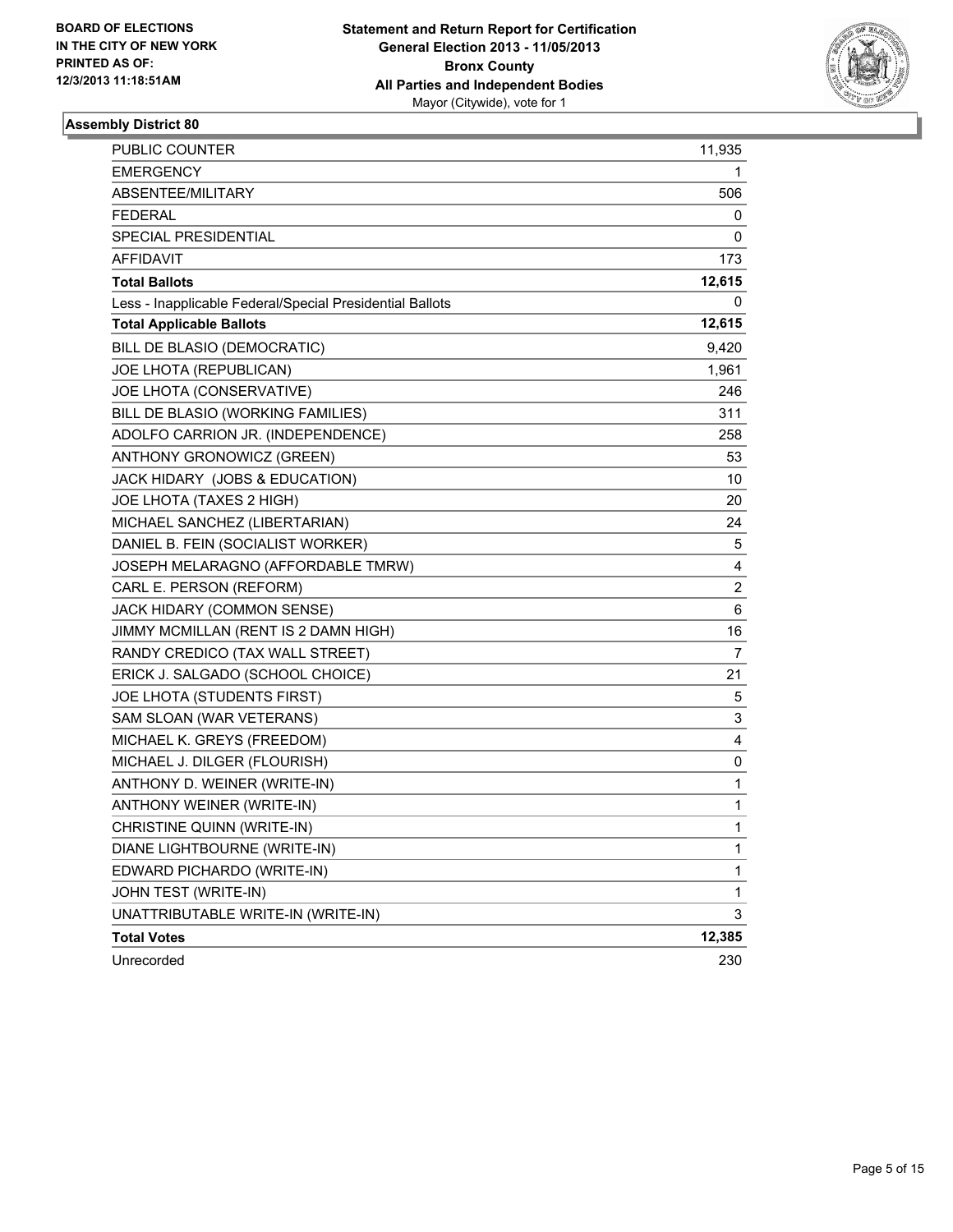BOARD OF ELECTIONS
IN THE CITY OF NEW YORK
PRINTED AS OF:
12/3/2013 11:18:51AM

**Statement and Return Report for Certification**
**General Election 2013 - 11/05/2013**
**Bronx County**
**All Parties and Independent Bodies**
Mayor (Citywide), vote for 1

### Assembly District 80

| | |
|---|---|
| PUBLIC COUNTER | 11,935 |
| EMERGENCY | 1 |
| ABSENTEE/MILITARY | 506 |
| FEDERAL | 0 |
| SPECIAL PRESIDENTIAL | 0 |
| AFFIDAVIT | 173 |
| **Total Ballots** | **12,615** |
| Less - Inapplicable Federal/Special Presidential Ballots | 0 |
| **Total Applicable Ballots** | **12,615** |
| BILL DE BLASIO (DEMOCRATIC) | 9,420 |
| JOE LHOTA (REPUBLICAN) | 1,961 |
| JOE LHOTA (CONSERVATIVE) | 246 |
| BILL DE BLASIO (WORKING FAMILIES) | 311 |
| ADOLFO CARRION JR. (INDEPENDENCE) | 258 |
| ANTHONY GRONOWICZ (GREEN) | 53 |
| JACK HIDARY (JOBS & EDUCATION) | 10 |
| JOE LHOTA (TAXES 2 HIGH) | 20 |
| MICHAEL SANCHEZ (LIBERTARIAN) | 24 |
| DANIEL B. FEIN (SOCIALIST WORKER) | 5 |
| JOSEPH MELARAGNO (AFFORDABLE TMRW) | 4 |
| CARL E. PERSON (REFORM) | 2 |
| JACK HIDARY (COMMON SENSE) | 6 |
| JIMMY MCMILLAN (RENT IS 2 DAMN HIGH) | 16 |
| RANDY CREDICO (TAX WALL STREET) | 7 |
| ERICK J. SALGADO (SCHOOL CHOICE) | 21 |
| JOE LHOTA (STUDENTS FIRST) | 5 |
| SAM SLOAN (WAR VETERANS) | 3 |
| MICHAEL K. GREYS (FREEDOM) | 4 |
| MICHAEL J. DILGER (FLOURISH) | 0 |
| ANTHONY D. WEINER (WRITE-IN) | 1 |
| ANTHONY WEINER (WRITE-IN) | 1 |
| CHRISTINE QUINN (WRITE-IN) | 1 |
| DIANE LIGHTBOURNE (WRITE-IN) | 1 |
| EDWARD PICHARDO (WRITE-IN) | 1 |
| JOHN TEST (WRITE-IN) | 1 |
| UNATTRIBUTABLE WRITE-IN (WRITE-IN) | 3 |
| **Total Votes** | **12,385** |
| Unrecorded | 230 |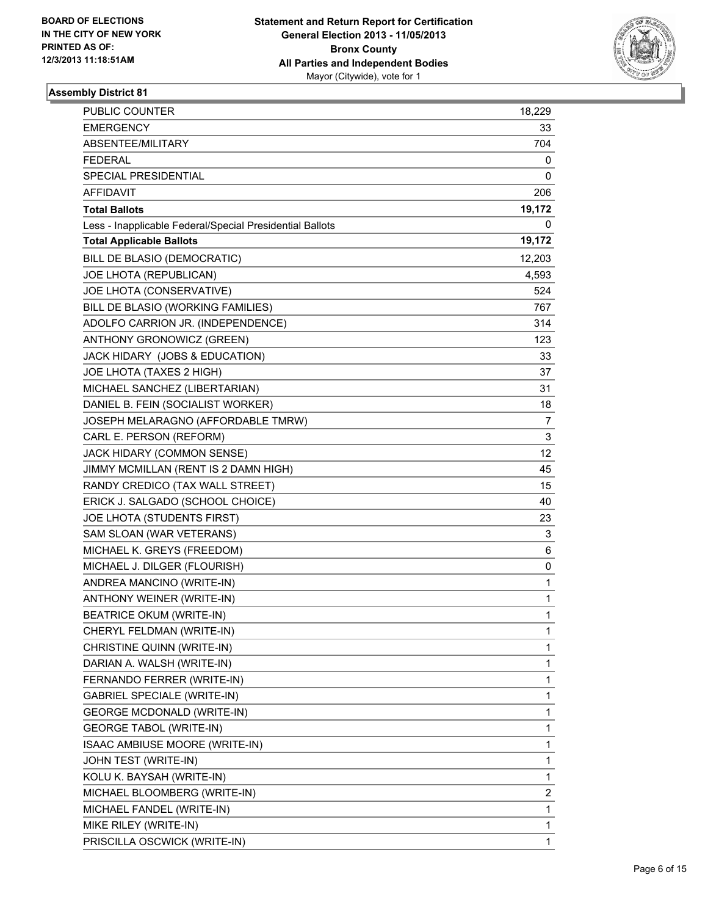BOARD OF ELECTIONS
IN THE CITY OF NEW YORK
PRINTED AS OF:
12/3/2013 11:18:51AM

**Statement and Return Report for Certification**
**General Election 2013 - 11/05/2013**
**Bronx County**
**All Parties and Independent Bodies**
Mayor (Citywide), vote for 1

### Assembly District 81

| | |
|---|---|
| PUBLIC COUNTER | 18,229 |
| EMERGENCY | 33 |
| ABSENTEE/MILITARY | 704 |
| FEDERAL | 0 |
| SPECIAL PRESIDENTIAL | 0 |
| AFFIDAVIT | 206 |
| **Total Ballots** | **19,172** |
| Less - Inapplicable Federal/Special Presidential Ballots | 0 |
| **Total Applicable Ballots** | **19,172** |
| BILL DE BLASIO (DEMOCRATIC) | 12,203 |
| JOE LHOTA (REPUBLICAN) | 4,593 |
| JOE LHOTA (CONSERVATIVE) | 524 |
| BILL DE BLASIO (WORKING FAMILIES) | 767 |
| ADOLFO CARRION JR. (INDEPENDENCE) | 314 |
| ANTHONY GRONOWICZ (GREEN) | 123 |
| JACK HIDARY (JOBS & EDUCATION) | 33 |
| JOE LHOTA (TAXES 2 HIGH) | 37 |
| MICHAEL SANCHEZ (LIBERTARIAN) | 31 |
| DANIEL B. FEIN (SOCIALIST WORKER) | 18 |
| JOSEPH MELARAGNO (AFFORDABLE TMRW) | 7 |
| CARL E. PERSON (REFORM) | 3 |
| JACK HIDARY (COMMON SENSE) | 12 |
| JIMMY MCMILLAN (RENT IS 2 DAMN HIGH) | 45 |
| RANDY CREDICO (TAX WALL STREET) | 15 |
| ERICK J. SALGADO (SCHOOL CHOICE) | 40 |
| JOE LHOTA (STUDENTS FIRST) | 23 |
| SAM SLOAN (WAR VETERANS) | 3 |
| MICHAEL K. GREYS (FREEDOM) | 6 |
| MICHAEL J. DILGER (FLOURISH) | 0 |
| ANDREA MANCINO (WRITE-IN) | 1 |
| ANTHONY WEINER (WRITE-IN) | 1 |
| BEATRICE OKUM (WRITE-IN) | 1 |
| CHERYL FELDMAN (WRITE-IN) | 1 |
| CHRISTINE QUINN (WRITE-IN) | 1 |
| DARIAN A. WALSH (WRITE-IN) | 1 |
| FERNANDO FERRER (WRITE-IN) | 1 |
| GABRIEL SPECIALE (WRITE-IN) | 1 |
| GEORGE MCDONALD (WRITE-IN) | 1 |
| GEORGE TABOL (WRITE-IN) | 1 |
| ISAAC AMBIUSE MOORE (WRITE-IN) | 1 |
| JOHN TEST (WRITE-IN) | 1 |
| KOLU K. BAYSAH (WRITE-IN) | 1 |
| MICHAEL BLOOMBERG (WRITE-IN) | 2 |
| MICHAEL FANDEL (WRITE-IN) | 1 |
| MIKE RILEY (WRITE-IN) | 1 |
| PRISCILLA OSCWICK (WRITE-IN) | 1 |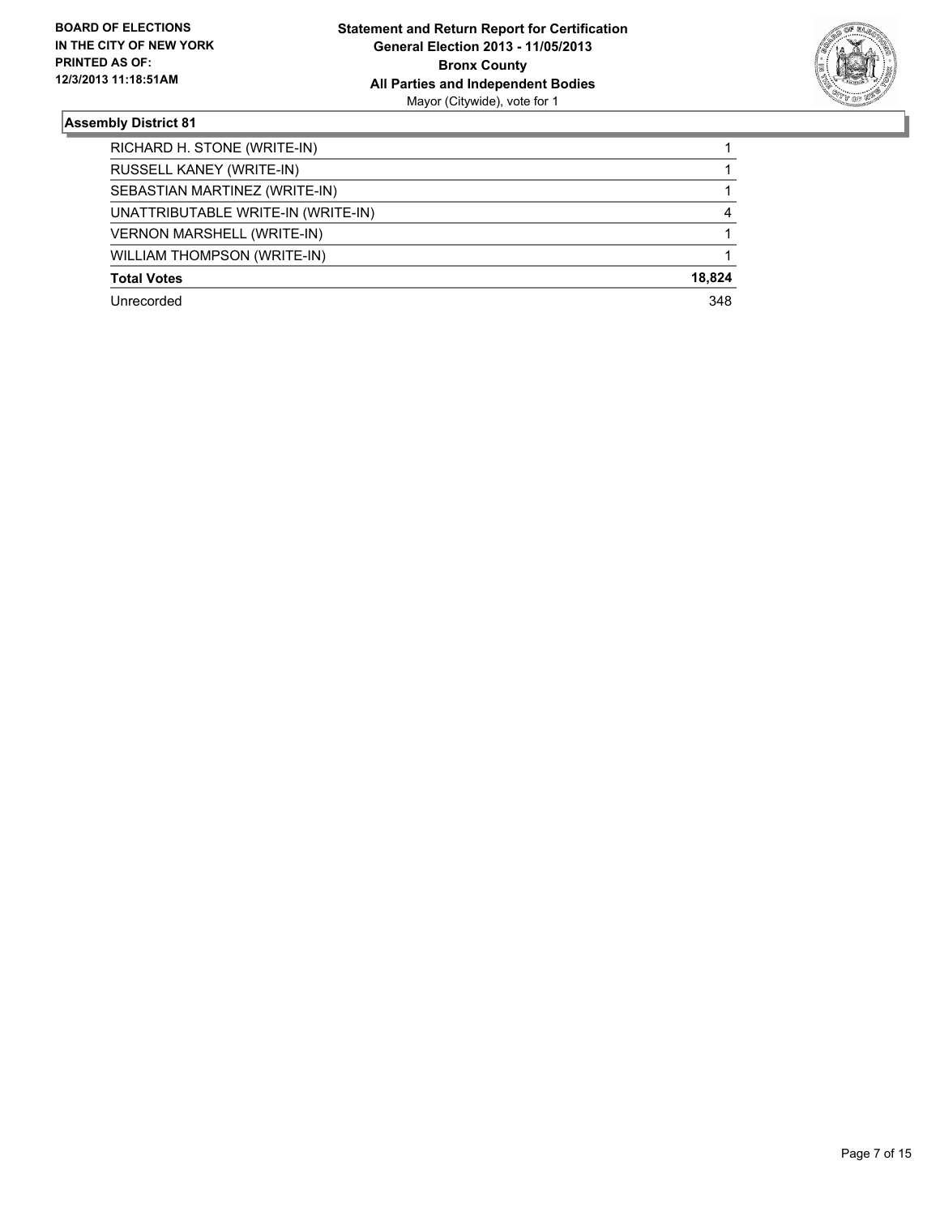**BOARD OF ELECTIONS IN THE CITY OF NEW YORK PRINTED AS OF: 12/3/2013 11:18:51AM**

**Statement and Return Report for Certification**
**General Election 2013 - 11/05/2013**
**Bronx County**
**All Parties and Independent Bodies**
Mayor (Citywide), vote for 1

### Assembly District 81

| | |
|---|---|
| RICHARD H. STONE (WRITE-IN) | 1 |
| RUSSELL KANEY (WRITE-IN) | 1 |
| SEBASTIAN MARTINEZ (WRITE-IN) | 1 |
| UNATTRIBUTABLE WRITE-IN (WRITE-IN) | 4 |
| VERNON MARSHELL (WRITE-IN) | 1 |
| WILLIAM THOMPSON (WRITE-IN) | 1 |
| **Total Votes** | **18,824** |
| Unrecorded | 348 |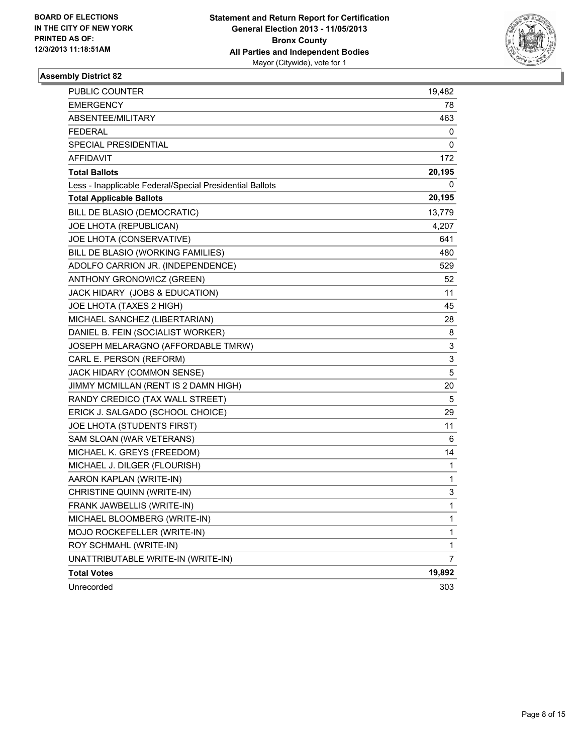**BOARD OF ELECTIONS IN THE CITY OF NEW YORK PRINTED AS OF: 12/3/2013 11:18:51AM**

**Statement and Return Report for Certification General Election 2013 - 11/05/2013 Bronx County All Parties and Independent Bodies**
Mayor (Citywide), vote for 1

### Assembly District 82

| | |
|---|---|
| PUBLIC COUNTER | 19,482 |
| EMERGENCY | 78 |
| ABSENTEE/MILITARY | 463 |
| FEDERAL | 0 |
| SPECIAL PRESIDENTIAL | 0 |
| AFFIDAVIT | 172 |
| **Total Ballots** | **20,195** |
| Less - Inapplicable Federal/Special Presidential Ballots | 0 |
| **Total Applicable Ballots** | **20,195** |
| BILL DE BLASIO (DEMOCRATIC) | 13,779 |
| JOE LHOTA (REPUBLICAN) | 4,207 |
| JOE LHOTA (CONSERVATIVE) | 641 |
| BILL DE BLASIO (WORKING FAMILIES) | 480 |
| ADOLFO CARRION JR. (INDEPENDENCE) | 529 |
| ANTHONY GRONOWICZ (GREEN) | 52 |
| JACK HIDARY (JOBS & EDUCATION) | 11 |
| JOE LHOTA (TAXES 2 HIGH) | 45 |
| MICHAEL SANCHEZ (LIBERTARIAN) | 28 |
| DANIEL B. FEIN (SOCIALIST WORKER) | 8 |
| JOSEPH MELARAGNO (AFFORDABLE TMRW) | 3 |
| CARL E. PERSON (REFORM) | 3 |
| JACK HIDARY (COMMON SENSE) | 5 |
| JIMMY MCMILLAN (RENT IS 2 DAMN HIGH) | 20 |
| RANDY CREDICO (TAX WALL STREET) | 5 |
| ERICK J. SALGADO (SCHOOL CHOICE) | 29 |
| JOE LHOTA (STUDENTS FIRST) | 11 |
| SAM SLOAN (WAR VETERANS) | 6 |
| MICHAEL K. GREYS (FREEDOM) | 14 |
| MICHAEL J. DILGER (FLOURISH) | 1 |
| AARON KAPLAN (WRITE-IN) | 1 |
| CHRISTINE QUINN (WRITE-IN) | 3 |
| FRANK JAWBELLIS (WRITE-IN) | 1 |
| MICHAEL BLOOMBERG (WRITE-IN) | 1 |
| MOJO ROCKEFELLER (WRITE-IN) | 1 |
| ROY SCHMAHL (WRITE-IN) | 1 |
| UNATTRIBUTABLE WRITE-IN (WRITE-IN) | 7 |
| **Total Votes** | **19,892** |
| Unrecorded | 303 |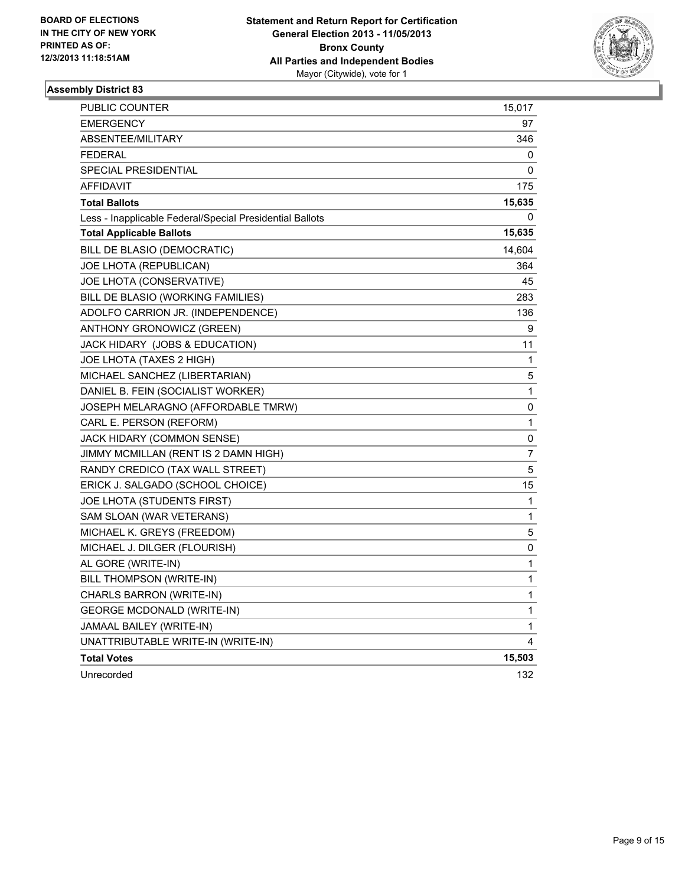**BOARD OF ELECTIONS**
**IN THE CITY OF NEW YORK**
**PRINTED AS OF:**
**12/3/2013 11:18:51AM**

**Statement and Return Report for Certification**
**General Election 2013 - 11/05/2013**
**Bronx County**
**All Parties and Independent Bodies**
Mayor (Citywide), vote for 1

### Assembly District 83

| | |
|---|---|
| PUBLIC COUNTER | 15,017 |
| EMERGENCY | 97 |
| ABSENTEE/MILITARY | 346 |
| FEDERAL | 0 |
| SPECIAL PRESIDENTIAL | 0 |
| AFFIDAVIT | 175 |
| **Total Ballots** | **15,635** |
| Less - Inapplicable Federal/Special Presidential Ballots | 0 |
| **Total Applicable Ballots** | **15,635** |
| BILL DE BLASIO (DEMOCRATIC) | 14,604 |
| JOE LHOTA (REPUBLICAN) | 364 |
| JOE LHOTA (CONSERVATIVE) | 45 |
| BILL DE BLASIO (WORKING FAMILIES) | 283 |
| ADOLFO CARRION JR. (INDEPENDENCE) | 136 |
| ANTHONY GRONOWICZ (GREEN) | 9 |
| JACK HIDARY (JOBS & EDUCATION) | 11 |
| JOE LHOTA (TAXES 2 HIGH) | 1 |
| MICHAEL SANCHEZ (LIBERTARIAN) | 5 |
| DANIEL B. FEIN (SOCIALIST WORKER) | 1 |
| JOSEPH MELARAGNO (AFFORDABLE TMRW) | 0 |
| CARL E. PERSON (REFORM) | 1 |
| JACK HIDARY (COMMON SENSE) | 0 |
| JIMMY MCMILLAN (RENT IS 2 DAMN HIGH) | 7 |
| RANDY CREDICO (TAX WALL STREET) | 5 |
| ERICK J. SALGADO (SCHOOL CHOICE) | 15 |
| JOE LHOTA (STUDENTS FIRST) | 1 |
| SAM SLOAN (WAR VETERANS) | 1 |
| MICHAEL K. GREYS (FREEDOM) | 5 |
| MICHAEL J. DILGER (FLOURISH) | 0 |
| AL GORE (WRITE-IN) | 1 |
| BILL THOMPSON (WRITE-IN) | 1 |
| CHARLS BARRON (WRITE-IN) | 1 |
| GEORGE MCDONALD (WRITE-IN) | 1 |
| JAMAAL BAILEY (WRITE-IN) | 1 |
| UNATTRIBUTABLE WRITE-IN (WRITE-IN) | 4 |
| **Total Votes** | **15,503** |
| Unrecorded | 132 |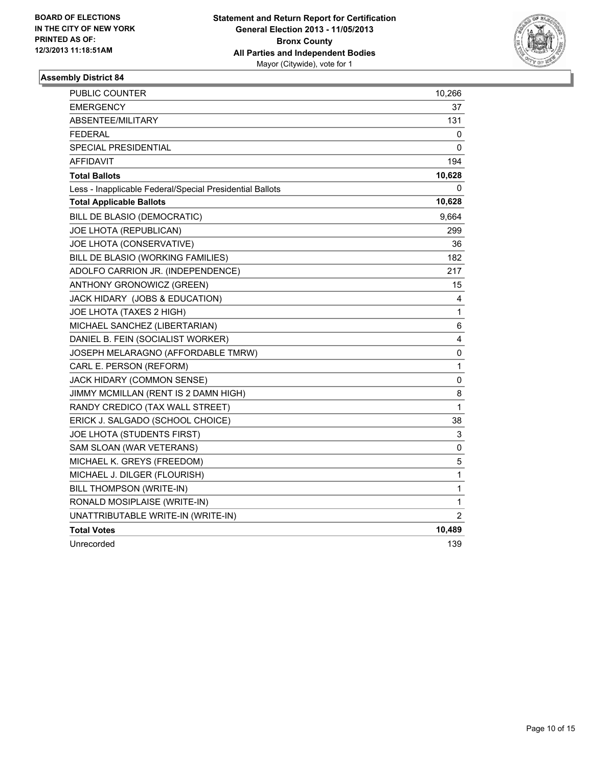BOARD OF ELECTIONS
IN THE CITY OF NEW YORK
PRINTED AS OF:
12/3/2013 11:18:51AM

**Statement and Return Report for Certification**
**General Election 2013 - 11/05/2013**
**Bronx County**
**All Parties and Independent Bodies**
Mayor (Citywide), vote for 1

### Assembly District 84

| | |
|---|---|
| PUBLIC COUNTER | 10,266 |
| EMERGENCY | 37 |
| ABSENTEE/MILITARY | 131 |
| FEDERAL | 0 |
| SPECIAL PRESIDENTIAL | 0 |
| AFFIDAVIT | 194 |
| **Total Ballots** | **10,628** |
| Less - Inapplicable Federal/Special Presidential Ballots | 0 |
| **Total Applicable Ballots** | **10,628** |
| BILL DE BLASIO (DEMOCRATIC) | 9,664 |
| JOE LHOTA (REPUBLICAN) | 299 |
| JOE LHOTA (CONSERVATIVE) | 36 |
| BILL DE BLASIO (WORKING FAMILIES) | 182 |
| ADOLFO CARRION JR. (INDEPENDENCE) | 217 |
| ANTHONY GRONOWICZ (GREEN) | 15 |
| JACK HIDARY (JOBS & EDUCATION) | 4 |
| JOE LHOTA (TAXES 2 HIGH) | 1 |
| MICHAEL SANCHEZ (LIBERTARIAN) | 6 |
| DANIEL B. FEIN (SOCIALIST WORKER) | 4 |
| JOSEPH MELARAGNO (AFFORDABLE TMRW) | 0 |
| CARL E. PERSON (REFORM) | 1 |
| JACK HIDARY (COMMON SENSE) | 0 |
| JIMMY MCMILLAN (RENT IS 2 DAMN HIGH) | 8 |
| RANDY CREDICO (TAX WALL STREET) | 1 |
| ERICK J. SALGADO (SCHOOL CHOICE) | 38 |
| JOE LHOTA (STUDENTS FIRST) | 3 |
| SAM SLOAN (WAR VETERANS) | 0 |
| MICHAEL K. GREYS (FREEDOM) | 5 |
| MICHAEL J. DILGER (FLOURISH) | 1 |
| BILL THOMPSON (WRITE-IN) | 1 |
| RONALD MOSIPLAISE (WRITE-IN) | 1 |
| UNATTRIBUTABLE WRITE-IN (WRITE-IN) | 2 |
| **Total Votes** | **10,489** |
| Unrecorded | 139 |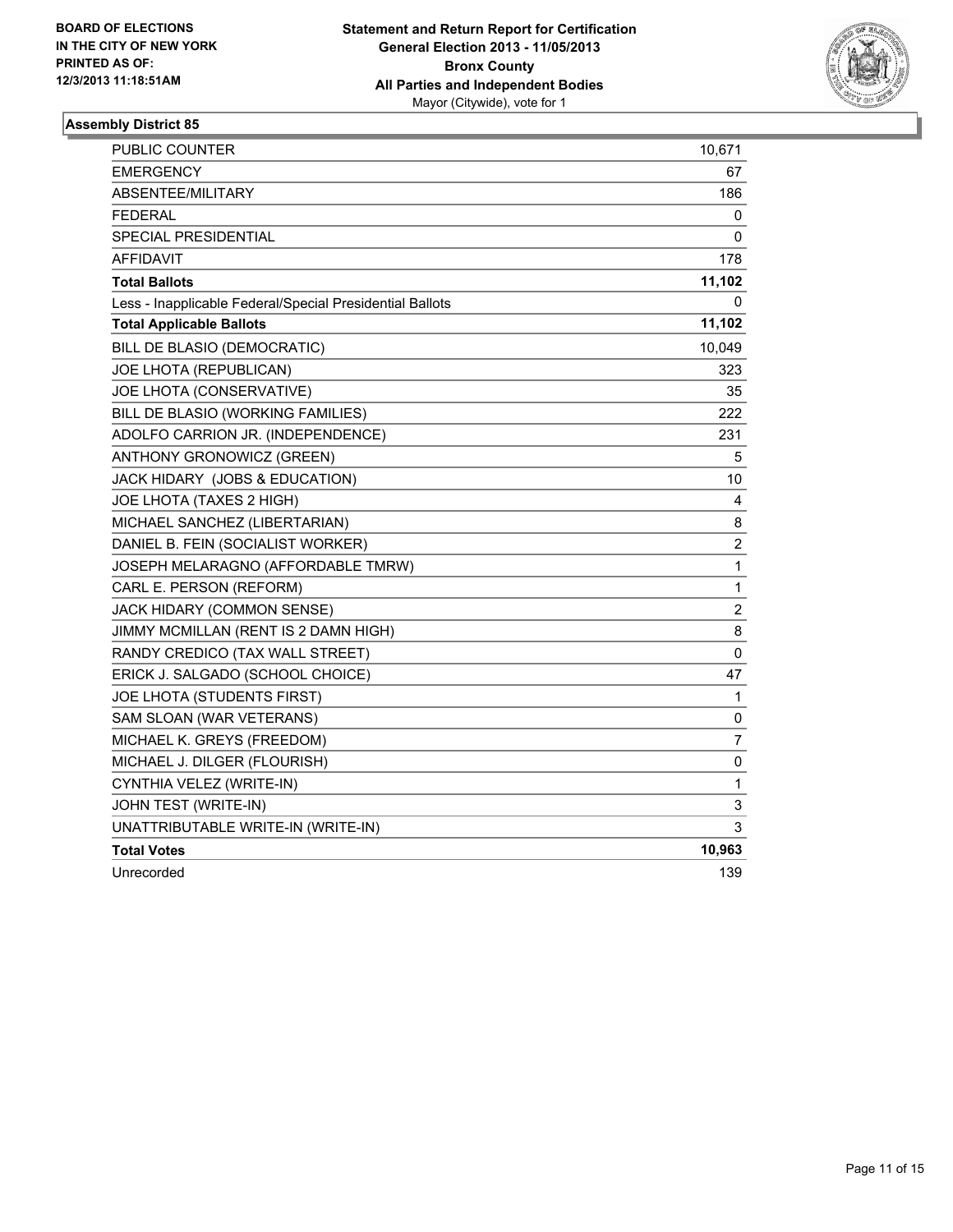**BOARD OF ELECTIONS IN THE CITY OF NEW YORK PRINTED AS OF: 12/3/2013 11:18:51AM**

**Statement and Return Report for Certification**
**General Election 2013 - 11/05/2013**
**Bronx County**
**All Parties and Independent Bodies**
Mayor (Citywide), vote for 1

### Assembly District 85

| | |
|---|---|
| PUBLIC COUNTER | 10,671 |
| EMERGENCY | 67 |
| ABSENTEE/MILITARY | 186 |
| FEDERAL | 0 |
| SPECIAL PRESIDENTIAL | 0 |
| AFFIDAVIT | 178 |
| **Total Ballots** | **11,102** |
| Less - Inapplicable Federal/Special Presidential Ballots | 0 |
| **Total Applicable Ballots** | **11,102** |
| BILL DE BLASIO (DEMOCRATIC) | 10,049 |
| JOE LHOTA (REPUBLICAN) | 323 |
| JOE LHOTA (CONSERVATIVE) | 35 |
| BILL DE BLASIO (WORKING FAMILIES) | 222 |
| ADOLFO CARRION JR. (INDEPENDENCE) | 231 |
| ANTHONY GRONOWICZ (GREEN) | 5 |
| JACK HIDARY (JOBS & EDUCATION) | 10 |
| JOE LHOTA (TAXES 2 HIGH) | 4 |
| MICHAEL SANCHEZ (LIBERTARIAN) | 8 |
| DANIEL B. FEIN (SOCIALIST WORKER) | 2 |
| JOSEPH MELARAGNO (AFFORDABLE TMRW) | 1 |
| CARL E. PERSON (REFORM) | 1 |
| JACK HIDARY (COMMON SENSE) | 2 |
| JIMMY MCMILLAN (RENT IS 2 DAMN HIGH) | 8 |
| RANDY CREDICO (TAX WALL STREET) | 0 |
| ERICK J. SALGADO (SCHOOL CHOICE) | 47 |
| JOE LHOTA (STUDENTS FIRST) | 1 |
| SAM SLOAN (WAR VETERANS) | 0 |
| MICHAEL K. GREYS (FREEDOM) | 7 |
| MICHAEL J. DILGER (FLOURISH) | 0 |
| CYNTHIA VELEZ (WRITE-IN) | 1 |
| JOHN TEST (WRITE-IN) | 3 |
| UNATTRIBUTABLE WRITE-IN (WRITE-IN) | 3 |
| **Total Votes** | **10,963** |
| Unrecorded | 139 |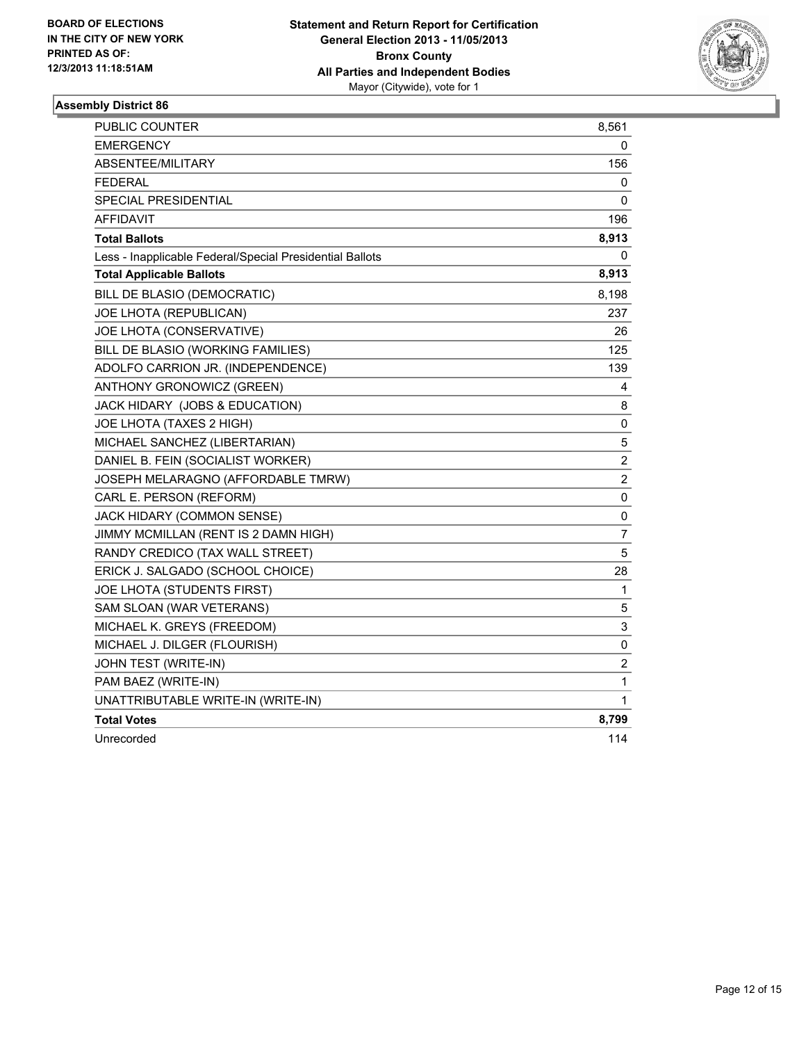**BOARD OF ELECTIONS IN THE CITY OF NEW YORK PRINTED AS OF: 12/3/2013 11:18:51AM**

**Statement and Return Report for Certification General Election 2013 - 11/05/2013 Bronx County All Parties and Independent Bodies**
Mayor (Citywide), vote for 1

### Assembly District 86

| | |
|---|---|
| PUBLIC COUNTER | 8,561 |
| EMERGENCY | 0 |
| ABSENTEE/MILITARY | 156 |
| FEDERAL | 0 |
| SPECIAL PRESIDENTIAL | 0 |
| AFFIDAVIT | 196 |
| **Total Ballots** | **8,913** |
| Less - Inapplicable Federal/Special Presidential Ballots | 0 |
| **Total Applicable Ballots** | **8,913** |
| BILL DE BLASIO (DEMOCRATIC) | 8,198 |
| JOE LHOTA (REPUBLICAN) | 237 |
| JOE LHOTA (CONSERVATIVE) | 26 |
| BILL DE BLASIO (WORKING FAMILIES) | 125 |
| ADOLFO CARRION JR. (INDEPENDENCE) | 139 |
| ANTHONY GRONOWICZ (GREEN) | 4 |
| JACK HIDARY (JOBS & EDUCATION) | 8 |
| JOE LHOTA (TAXES 2 HIGH) | 0 |
| MICHAEL SANCHEZ (LIBERTARIAN) | 5 |
| DANIEL B. FEIN (SOCIALIST WORKER) | 2 |
| JOSEPH MELARAGNO (AFFORDABLE TMRW) | 2 |
| CARL E. PERSON (REFORM) | 0 |
| JACK HIDARY (COMMON SENSE) | 0 |
| JIMMY MCMILLAN (RENT IS 2 DAMN HIGH) | 7 |
| RANDY CREDICO (TAX WALL STREET) | 5 |
| ERICK J. SALGADO (SCHOOL CHOICE) | 28 |
| JOE LHOTA (STUDENTS FIRST) | 1 |
| SAM SLOAN (WAR VETERANS) | 5 |
| MICHAEL K. GREYS (FREEDOM) | 3 |
| MICHAEL J. DILGER (FLOURISH) | 0 |
| JOHN TEST (WRITE-IN) | 2 |
| PAM BAEZ (WRITE-IN) | 1 |
| UNATTRIBUTABLE WRITE-IN (WRITE-IN) | 1 |
| **Total Votes** | **8,799** |
| Unrecorded | 114 |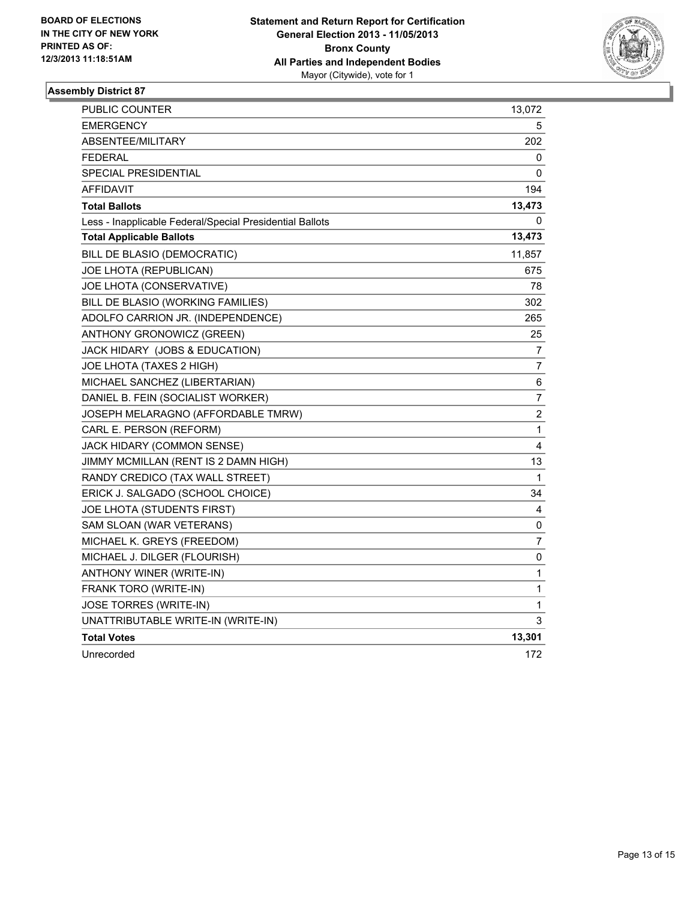**BOARD OF ELECTIONS IN THE CITY OF NEW YORK PRINTED AS OF: 12/3/2013 11:18:51AM**

**Statement and Return Report for Certification**
**General Election 2013 - 11/05/2013**
**Bronx County**
**All Parties and Independent Bodies**
Mayor (Citywide), vote for 1

### Assembly District 87

| | |
|---|---|
| PUBLIC COUNTER | 13,072 |
| EMERGENCY | 5 |
| ABSENTEE/MILITARY | 202 |
| FEDERAL | 0 |
| SPECIAL PRESIDENTIAL | 0 |
| AFFIDAVIT | 194 |
| **Total Ballots** | **13,473** |
| Less - Inapplicable Federal/Special Presidential Ballots | 0 |
| **Total Applicable Ballots** | **13,473** |
| BILL DE BLASIO (DEMOCRATIC) | 11,857 |
| JOE LHOTA (REPUBLICAN) | 675 |
| JOE LHOTA (CONSERVATIVE) | 78 |
| BILL DE BLASIO (WORKING FAMILIES) | 302 |
| ADOLFO CARRION JR. (INDEPENDENCE) | 265 |
| ANTHONY GRONOWICZ (GREEN) | 25 |
| JACK HIDARY (JOBS & EDUCATION) | 7 |
| JOE LHOTA (TAXES 2 HIGH) | 7 |
| MICHAEL SANCHEZ (LIBERTARIAN) | 6 |
| DANIEL B. FEIN (SOCIALIST WORKER) | 7 |
| JOSEPH MELARAGNO (AFFORDABLE TMRW) | 2 |
| CARL E. PERSON (REFORM) | 1 |
| JACK HIDARY (COMMON SENSE) | 4 |
| JIMMY MCMILLAN (RENT IS 2 DAMN HIGH) | 13 |
| RANDY CREDICO (TAX WALL STREET) | 1 |
| ERICK J. SALGADO (SCHOOL CHOICE) | 34 |
| JOE LHOTA (STUDENTS FIRST) | 4 |
| SAM SLOAN (WAR VETERANS) | 0 |
| MICHAEL K. GREYS (FREEDOM) | 7 |
| MICHAEL J. DILGER (FLOURISH) | 0 |
| ANTHONY WINER (WRITE-IN) | 1 |
| FRANK TORO (WRITE-IN) | 1 |
| JOSE TORRES (WRITE-IN) | 1 |
| UNATTRIBUTABLE WRITE-IN (WRITE-IN) | 3 |
| **Total Votes** | **13,301** |
| Unrecorded | 172 |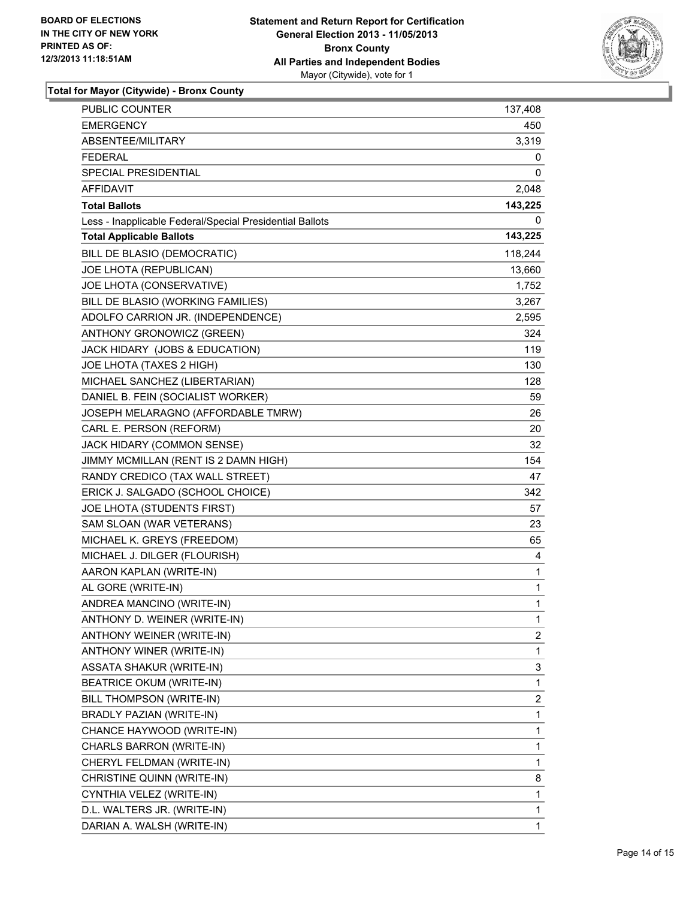**BOARD OF ELECTIONS IN THE CITY OF NEW YORK PRINTED AS OF: 12/3/2013 11:18:51AM**

**Statement and Return Report for Certification**
**General Election 2013 - 11/05/2013**
**Bronx County**
**All Parties and Independent Bodies**
Mayor (Citywide), vote for 1

## Total for Mayor (Citywide) - Bronx County

| | |
|---|---|
| PUBLIC COUNTER | 137,408 |
| EMERGENCY | 450 |
| ABSENTEE/MILITARY | 3,319 |
| FEDERAL | 0 |
| SPECIAL PRESIDENTIAL | 0 |
| AFFIDAVIT | 2,048 |
| **Total Ballots** | **143,225** |
| Less - Inapplicable Federal/Special Presidential Ballots | 0 |
| **Total Applicable Ballots** | **143,225** |
| BILL DE BLASIO (DEMOCRATIC) | 118,244 |
| JOE LHOTA (REPUBLICAN) | 13,660 |
| JOE LHOTA (CONSERVATIVE) | 1,752 |
| BILL DE BLASIO (WORKING FAMILIES) | 3,267 |
| ADOLFO CARRION JR. (INDEPENDENCE) | 2,595 |
| ANTHONY GRONOWICZ (GREEN) | 324 |
| JACK HIDARY (JOBS & EDUCATION) | 119 |
| JOE LHOTA (TAXES 2 HIGH) | 130 |
| MICHAEL SANCHEZ (LIBERTARIAN) | 128 |
| DANIEL B. FEIN (SOCIALIST WORKER) | 59 |
| JOSEPH MELARAGNO (AFFORDABLE TMRW) | 26 |
| CARL E. PERSON (REFORM) | 20 |
| JACK HIDARY (COMMON SENSE) | 32 |
| JIMMY MCMILLAN (RENT IS 2 DAMN HIGH) | 154 |
| RANDY CREDICO (TAX WALL STREET) | 47 |
| ERICK J. SALGADO (SCHOOL CHOICE) | 342 |
| JOE LHOTA (STUDENTS FIRST) | 57 |
| SAM SLOAN (WAR VETERANS) | 23 |
| MICHAEL K. GREYS (FREEDOM) | 65 |
| MICHAEL J. DILGER (FLOURISH) | 4 |
| AARON KAPLAN (WRITE-IN) | 1 |
| AL GORE (WRITE-IN) | 1 |
| ANDREA MANCINO (WRITE-IN) | 1 |
| ANTHONY D. WEINER (WRITE-IN) | 1 |
| ANTHONY WEINER (WRITE-IN) | 2 |
| ANTHONY WINER (WRITE-IN) | 1 |
| ASSATA SHAKUR (WRITE-IN) | 3 |
| BEATRICE OKUM (WRITE-IN) | 1 |
| BILL THOMPSON (WRITE-IN) | 2 |
| BRADLY PAZIAN (WRITE-IN) | 1 |
| CHANCE HAYWOOD (WRITE-IN) | 1 |
| CHARLS BARRON (WRITE-IN) | 1 |
| CHERYL FELDMAN (WRITE-IN) | 1 |
| CHRISTINE QUINN (WRITE-IN) | 8 |
| CYNTHIA VELEZ (WRITE-IN) | 1 |
| D.L. WALTERS JR. (WRITE-IN) | 1 |
| DARIAN A. WALSH (WRITE-IN) | 1 |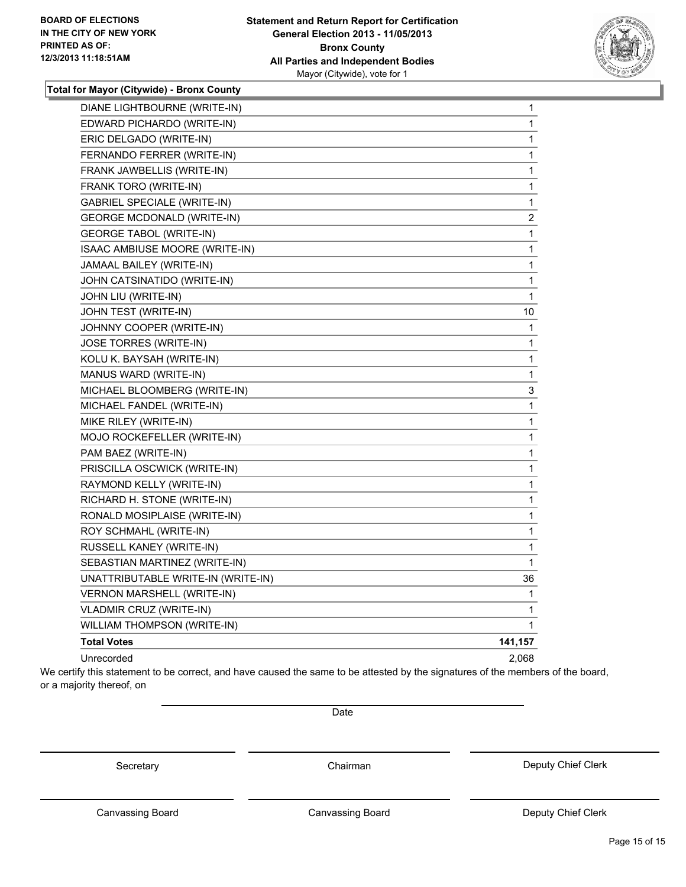**BOARD OF ELECTIONS IN THE CITY OF NEW YORK PRINTED AS OF: 12/3/2013 11:18:51AM**

**Statement and Return Report for Certification General Election 2013 - 11/05/2013 Bronx County All Parties and Independent Bodies**
Mayor (Citywide), vote for 1

**Total for Mayor (Citywide) - Bronx County**

| | |
|---|---|
| DIANE LIGHTBOURNE (WRITE-IN) | 1 |
| EDWARD PICHARDO (WRITE-IN) | 1 |
| ERIC DELGADO (WRITE-IN) | 1 |
| FERNANDO FERRER (WRITE-IN) | 1 |
| FRANK JAWBELLIS (WRITE-IN) | 1 |
| FRANK TORO (WRITE-IN) | 1 |
| GABRIEL SPECIALE (WRITE-IN) | 1 |
| GEORGE MCDONALD (WRITE-IN) | 2 |
| GEORGE TABOL (WRITE-IN) | 1 |
| ISAAC AMBIUSE MOORE (WRITE-IN) | 1 |
| JAMAAL BAILEY (WRITE-IN) | 1 |
| JOHN CATSINATIDO (WRITE-IN) | 1 |
| JOHN LIU (WRITE-IN) | 1 |
| JOHN TEST (WRITE-IN) | 10 |
| JOHNNY COOPER (WRITE-IN) | 1 |
| JOSE TORRES (WRITE-IN) | 1 |
| KOLU K. BAYSAH (WRITE-IN) | 1 |
| MANUS WARD (WRITE-IN) | 1 |
| MICHAEL BLOOMBERG (WRITE-IN) | 3 |
| MICHAEL FANDEL (WRITE-IN) | 1 |
| MIKE RILEY (WRITE-IN) | 1 |
| MOJO ROCKEFELLER (WRITE-IN) | 1 |
| PAM BAEZ (WRITE-IN) | 1 |
| PRISCILLA OSCWICK (WRITE-IN) | 1 |
| RAYMOND KELLY (WRITE-IN) | 1 |
| RICHARD H. STONE (WRITE-IN) | 1 |
| RONALD MOSIPLAISE (WRITE-IN) | 1 |
| ROY SCHMAHL (WRITE-IN) | 1 |
| RUSSELL KANEY (WRITE-IN) | 1 |
| SEBASTIAN MARTINEZ (WRITE-IN) | 1 |
| UNATTRIBUTABLE WRITE-IN (WRITE-IN) | 36 |
| VERNON MARSHELL (WRITE-IN) | 1 |
| VLADMIR CRUZ (WRITE-IN) | 1 |
| WILLIAM THOMPSON (WRITE-IN) | 1 |
| **Total Votes** | **141,157** |
| Unrecorded | 2,068 |

We certify this statement to be correct, and have caused the same to be attested by the signatures of the members of the board, or a majority thereof, on

Date

Secretary | Chairman | Deputy Chief Clerk

Canvassing Board | Canvassing Board | Deputy Chief Clerk